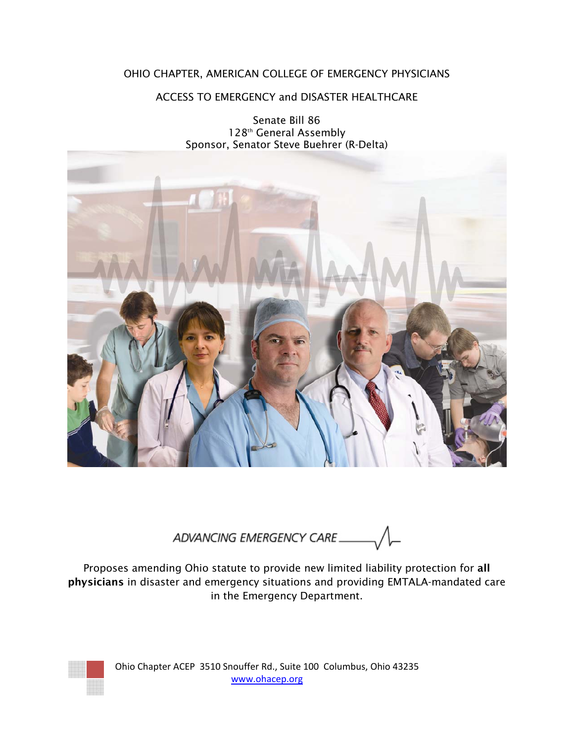OHIO CHAPTER, AMERICAN COLLEGE OF EMERGENCY PHYSICIANS

# ACCESS TO EMERGENCY and DISASTER HEALTHCARE

Senate Bill 86
128th General Assembly
Sponsor, Senator Steve Buehrer (R-Delta)

*ADVANCING EMERGENCY CARE*

Proposes amending Ohio statute to provide new limited liability protection for **all physicians** in disaster and emergency situations and providing EMTALA-mandated care in the Emergency Department.

Ohio Chapter ACEP 3510 Snouffer Rd., Suite 100 Columbus, Ohio 43235
www.ohacep.org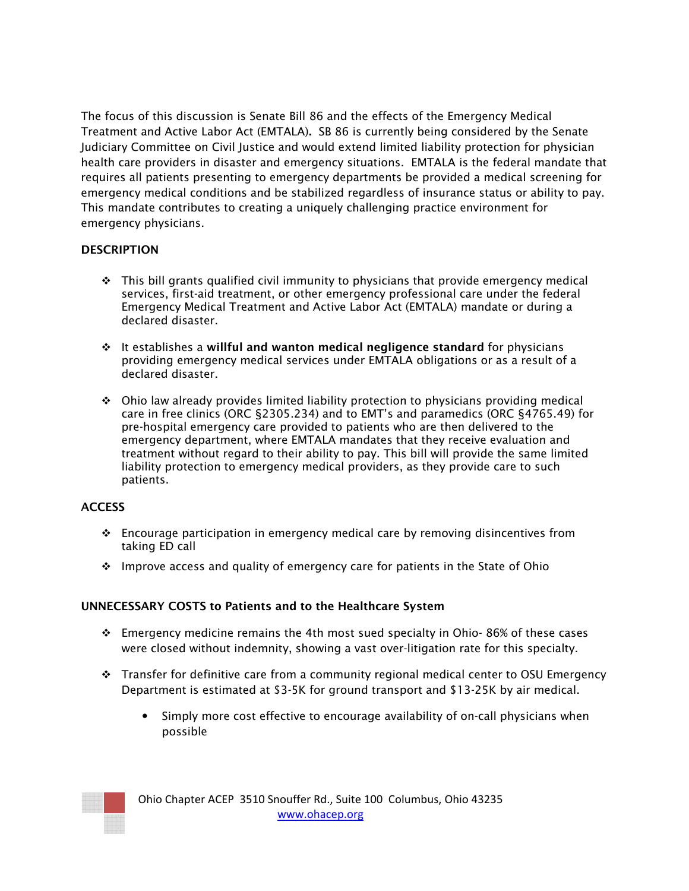The focus of this discussion is Senate Bill 86 and the effects of the Emergency Medical Treatment and Active Labor Act (EMTALA). SB 86 is currently being considered by the Senate Judiciary Committee on Civil Justice and would extend limited liability protection for physician health care providers in disaster and emergency situations. EMTALA is the federal mandate that requires all patients presenting to emergency departments be provided a medical screening for emergency medical conditions and be stabilized regardless of insurance status or ability to pay. This mandate contributes to creating a uniquely challenging practice environment for emergency physicians.

## DESCRIPTION

- This bill grants qualified civil immunity to physicians that provide emergency medical services, first-aid treatment, or other emergency professional care under the federal Emergency Medical Treatment and Active Labor Act (EMTALA) mandate or during a declared disaster.
- It establishes a **willful and wanton medical negligence standard** for physicians providing emergency medical services under EMTALA obligations or as a result of a declared disaster.
- Ohio law already provides limited liability protection to physicians providing medical care in free clinics (ORC §2305.234) and to EMT's and paramedics (ORC §4765.49) for pre-hospital emergency care provided to patients who are then delivered to the emergency department, where EMTALA mandates that they receive evaluation and treatment without regard to their ability to pay. This bill will provide the same limited liability protection to emergency medical providers, as they provide care to such patients.

## ACCESS

- Encourage participation in emergency medical care by removing disincentives from taking ED call
- Improve access and quality of emergency care for patients in the State of Ohio

## UNNECESSARY COSTS to Patients and to the Healthcare System

- Emergency medicine remains the 4th most sued specialty in Ohio- 86% of these cases were closed without indemnity, showing a vast over-litigation rate for this specialty.
- Transfer for definitive care from a community regional medical center to OSU Emergency Department is estimated at $3-5K for ground transport and $13-25K by air medical.
    - Simply more cost effective to encourage availability of on-call physicians when possible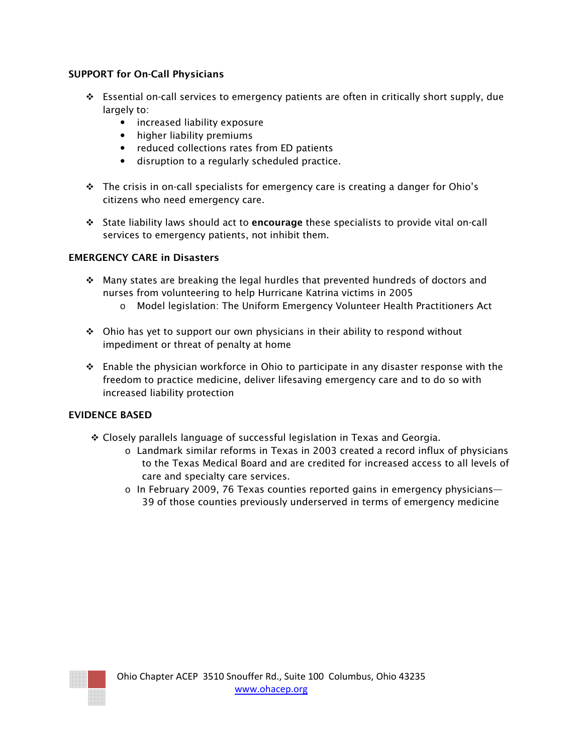**SUPPORT for On-Call Physicians**

- Essential on-call services to emergency patients are often in critically short supply, due largely to:
  - increased liability exposure
  - higher liability premiums
  - reduced collections rates from ED patients
  - disruption to a regularly scheduled practice.

- The crisis in on-call specialists for emergency care is creating a danger for Ohio's citizens who need emergency care.

- State liability laws should act to **encourage** these specialists to provide vital on-call services to emergency patients, not inhibit them.

**EMERGENCY CARE in Disasters**

- Many states are breaking the legal hurdles that prevented hundreds of doctors and nurses from volunteering to help Hurricane Katrina victims in 2005
  - Model legislation: The Uniform Emergency Volunteer Health Practitioners Act

- Ohio has yet to support our own physicians in their ability to respond without impediment or threat of penalty at home

- Enable the physician workforce in Ohio to participate in any disaster response with the freedom to practice medicine, deliver lifesaving emergency care and to do so with increased liability protection

**EVIDENCE BASED**

- Closely parallels language of successful legislation in Texas and Georgia.
  - Landmark similar reforms in Texas in 2003 created a record influx of physicians to the Texas Medical Board and are credited for increased access to all levels of care and specialty care services.
  - In February 2009, 76 Texas counties reported gains in emergency physicians—39 of those counties previously underserved in terms of emergency medicine

Ohio Chapter ACEP 3510 Snouffer Rd., Suite 100 Columbus, Ohio 43235
www.ohacep.org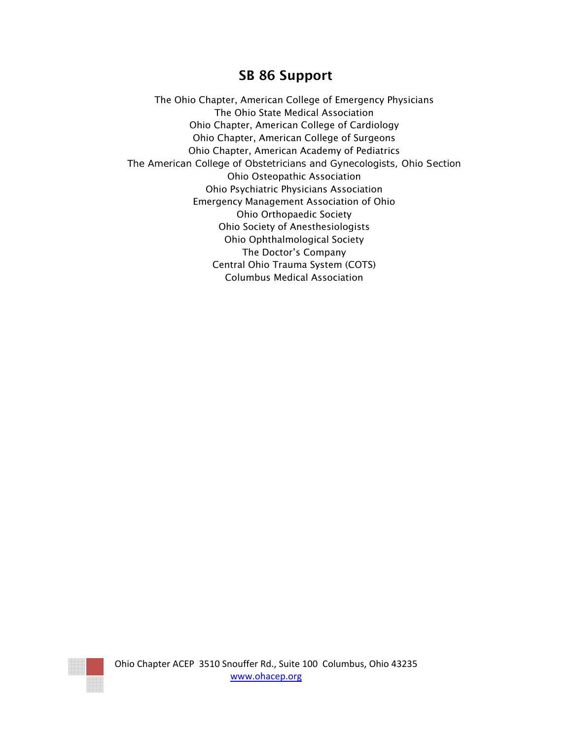# SB 86 Support

The Ohio Chapter, American College of Emergency Physicians
The Ohio State Medical Association
Ohio Chapter, American College of Cardiology
Ohio Chapter, American College of Surgeons
Ohio Chapter, American Academy of Pediatrics
The American College of Obstetricians and Gynecologists, Ohio Section
Ohio Osteopathic Association
Ohio Psychiatric Physicians Association
Emergency Management Association of Ohio
Ohio Orthopaedic Society
Ohio Society of Anesthesiologists
Ohio Ophthalmological Society
The Doctor's Company
Central Ohio Trauma System (COTS)
Columbus Medical Association